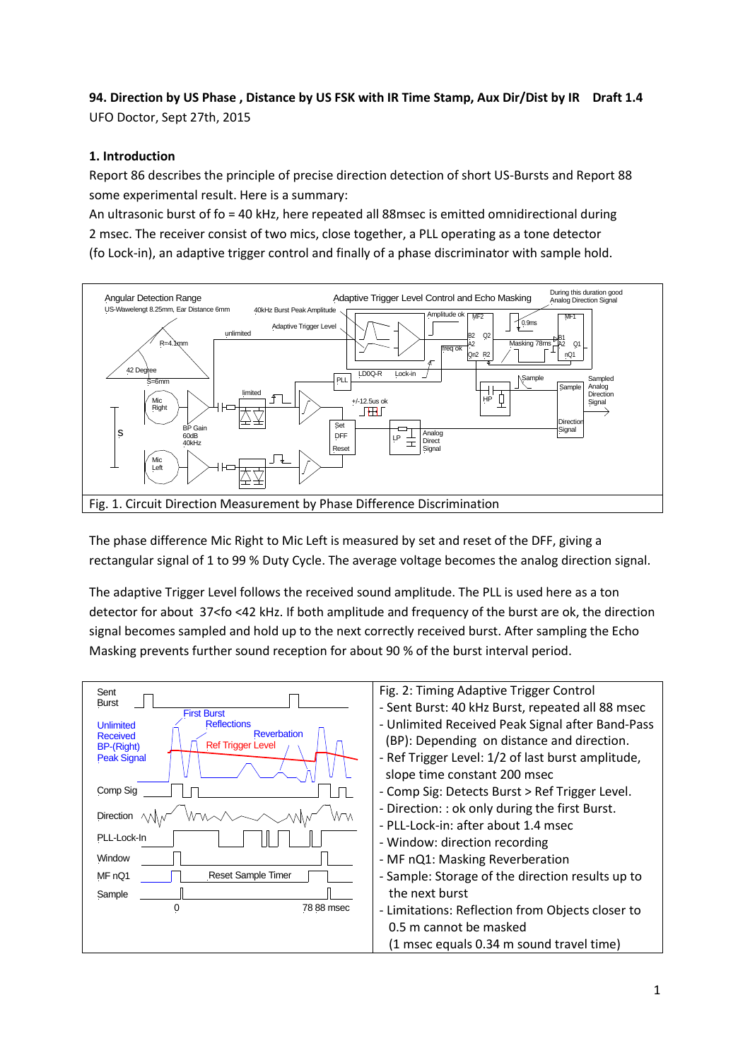**94. Direction by US Phase , Distance by US FSK with IR Time Stamp, Aux Dir/Dist by IR    Draft 1.4**

UFO Doctor, Sept 27th, 2015

## 1. Introduction

Report 86 describes the principle of precise direction detection of short US-Bursts and Report 88 some experimental result. Here is a summary:

An ultrasonic burst of fo = 40 kHz, here repeated all 88msec is emitted omnidirectional during 2 msec. The receiver consist of two mics, close together, a PLL operating as a tone detector (fo Lock-in), an adaptive trigger control and finally of a phase discriminator with sample hold.

Fig. 1. Circuit Direction Measurement by Phase Difference Discrimination

The phase difference Mic Right to Mic Left is measured by set and reset of the DFF, giving a rectangular signal of 1 to 99 % Duty Cycle. The average voltage becomes the analog direction signal.

The adaptive Trigger Level follows the received sound amplitude. The PLL is used here as a ton detector for about 37<fo <42 kHz. If both amplitude and frequency of the burst are ok, the direction signal becomes sampled and hold up to the next correctly received burst. After sampling the Echo Masking prevents further sound reception for about 90 % of the burst interval period.

Fig. 2: Timing Adaptive Trigger Control

- Sent Burst: 40 kHz Burst, repeated all 88 msec
- Unlimited Received Peak Signal after Band-Pass (BP): Depending on distance and direction.
- Ref Trigger Level: 1/2 of last burst amplitude, slope time constant 200 msec
- Comp Sig: Detects Burst > Ref Trigger Level.
- Direction: : ok only during the first Burst.
- PLL-Lock-in: after about 1.4 msec
- Window: direction recording
- MF nQ1: Masking Reverberation
- Sample: Storage of the direction results up to the next burst
- Limitations: Reflection from Objects closer to 0.5 m cannot be masked (1 msec equals 0.34 m sound travel time)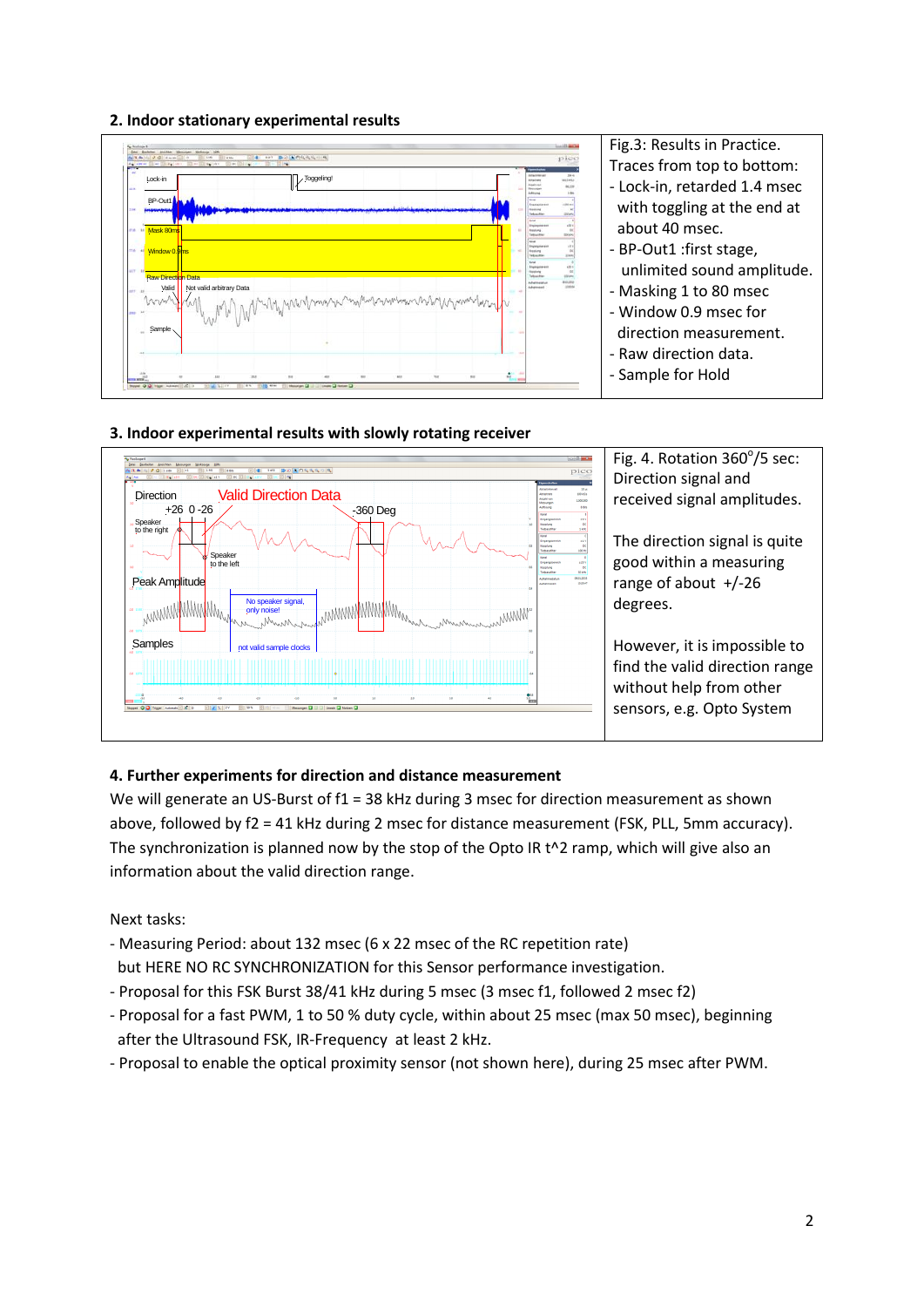## 2. Indoor stationary experimental results

Fig.3: Results in Practice.
Traces from top to bottom:

- Lock-in, retarded 1.4 msec with toggling at the end at about 40 msec.
- BP-Out1 :first stage, unlimited sound amplitude.
- Masking 1 to 80 msec
- Window 0.9 msec for direction measurement.
- Raw direction data.
- Sample for Hold

## 3. Indoor experimental results with slowly rotating receiver

Fig. 4. Rotation 360°/5 sec: Direction signal and received signal amplitudes.

The direction signal is quite good within a measuring range of about +/-26 degrees.

However, it is impossible to find the valid direction range without help from other sensors, e.g. Opto System

## 4. Further experiments for direction and distance measurement

We will generate an US-Burst of f1 = 38 kHz during 3 msec for direction measurement as shown above, followed by f2 = 41 kHz during 2 msec for distance measurement (FSK, PLL, 5mm accuracy). The synchronization is planned now by the stop of the Opto IR t^2 ramp, which will give also an information about the valid direction range.

Next tasks:

- Measuring Period: about 132 msec (6 x 22 msec of the RC repetition rate) but HERE NO RC SYNCHRONIZATION for this Sensor performance investigation.
- Proposal for this FSK Burst 38/41 kHz during 5 msec (3 msec f1, followed 2 msec f2)
- Proposal for a fast PWM, 1 to 50 % duty cycle, within about 25 msec (max 50 msec), beginning after the Ultrasound FSK, IR-Frequency at least 2 kHz.
- Proposal to enable the optical proximity sensor (not shown here), during 25 msec after PWM.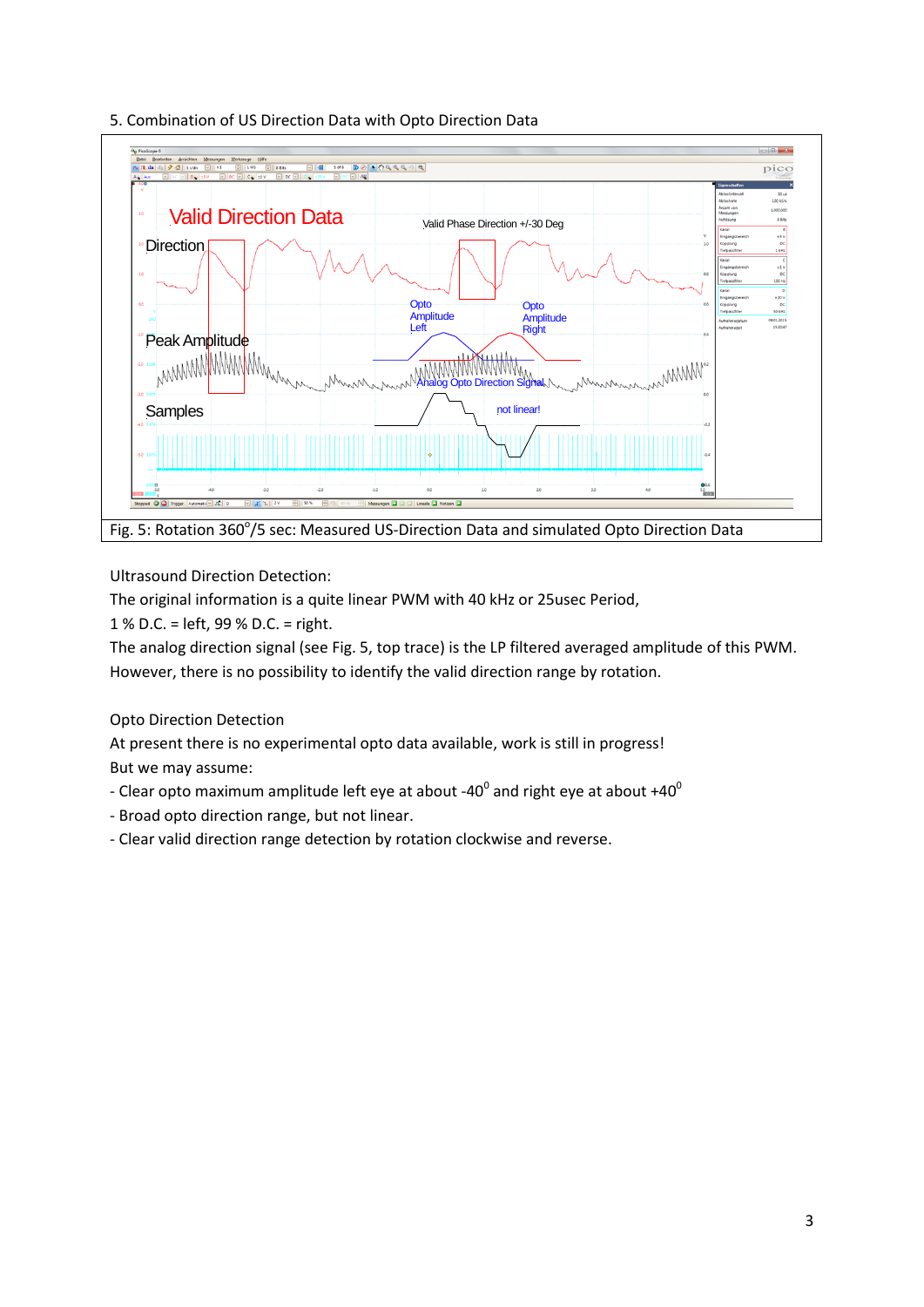5. Combination of US Direction Data with Opto Direction Data

Fig. 5: Rotation 360°/5 sec: Measured US-Direction Data and simulated Opto Direction Data

Ultrasound Direction Detection:

The original information is a quite linear PWM with 40 kHz or 25usec Period,

1 % D.C. = left, 99 % D.C. = right.

The analog direction signal (see Fig. 5, top trace) is the LP filtered averaged amplitude of this PWM.

However, there is no possibility to identify the valid direction range by rotation.

Opto Direction Detection

At present there is no experimental opto data available, work is still in progress!

But we may assume:

- Clear opto maximum amplitude left eye at about -40° and right eye at about +40°
- Broad opto direction range, but not linear.
- Clear valid direction range detection by rotation clockwise and reverse.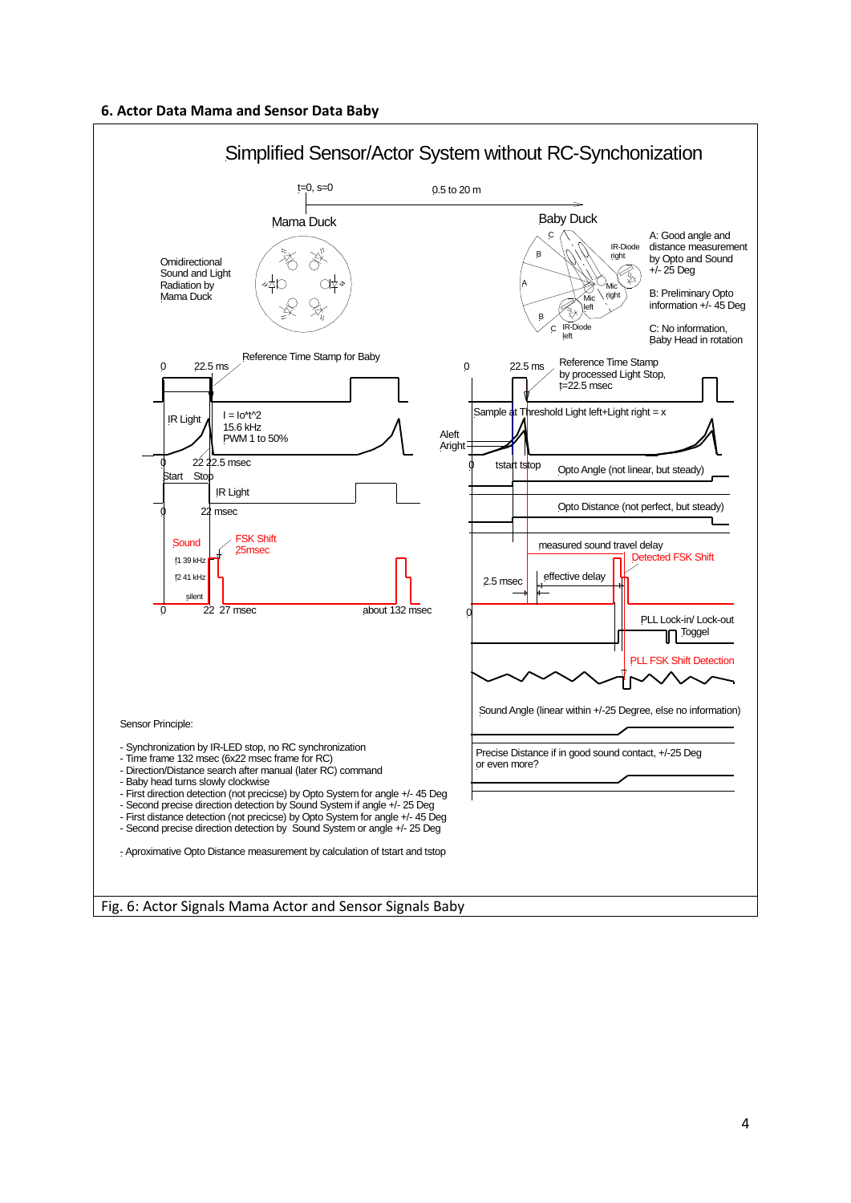## 6. Actor Data Mama and Sensor Data Baby

Simplified Sensor/Actor System without RC-Synchronization

t=0, s=0

0.5 to 20 m

Mama Duck

Baby Duck

Omidirectional Sound and Light Radiation by Mama Duck

A: Good angle and distance measurement by Opto and Sound +/- 25 Deg

B: Preliminary Opto information +/- 45 Deg

C: No information, Baby Head in rotation

IR-Diode right

Mic right

Mic left

IR-Diode left

0 22.5 ms

Reference Time Stamp for Baby

IR Light

I = Io*t^2
15.6 kHz
PWM 1 to 50%

0 22 22.5 msec
Start Stop

IR Light

0 22 msec

Sound

f1 39 kHz
f2 41 kHz
silent

FSK Shift
25msec

0 22 27 msec about 132 msec

0 22.5 ms

Reference Time Stamp by processed Light Stop, t=22.5 msec

Sample at Threshold Light left+Light right = x

Aleft
Aright

0 tstart tstop

Opto Angle (not linear, but steady)

Opto Distance (not perfect, but steady)

measured sound travel delay

Detected FSK Shift

2.5 msec

effective delay

0

PLL Lock-in/ Lock-out Toggel

PLL FSK Shift Detection

Sound Angle (linear within +/-25 Degree, else no information)

Precise Distance if in good sound contact, +/-25 Deg or even more?

Sensor Principle:

- Synchronization by IR-LED stop, no RC synchronization
- Time frame 132 msec (6x22 msec frame for RC)
- Direction/Distance search after manual (later RC) command
- Baby head turns slowly clockwise
- First direction detection (not precicse) by Opto System for angle +/- 45 Deg
- Second precise direction detection by Sound System if angle +/- 25 Deg
- First distance detection (not precicse) by Opto System for angle +/- 45 Deg
- Second precise direction detection by Sound System or angle +/- 25 Deg

- Aproximative Opto Distance measurement by calculation of tstart and tstop

Fig. 6: Actor Signals Mama Actor and Sensor Signals Baby